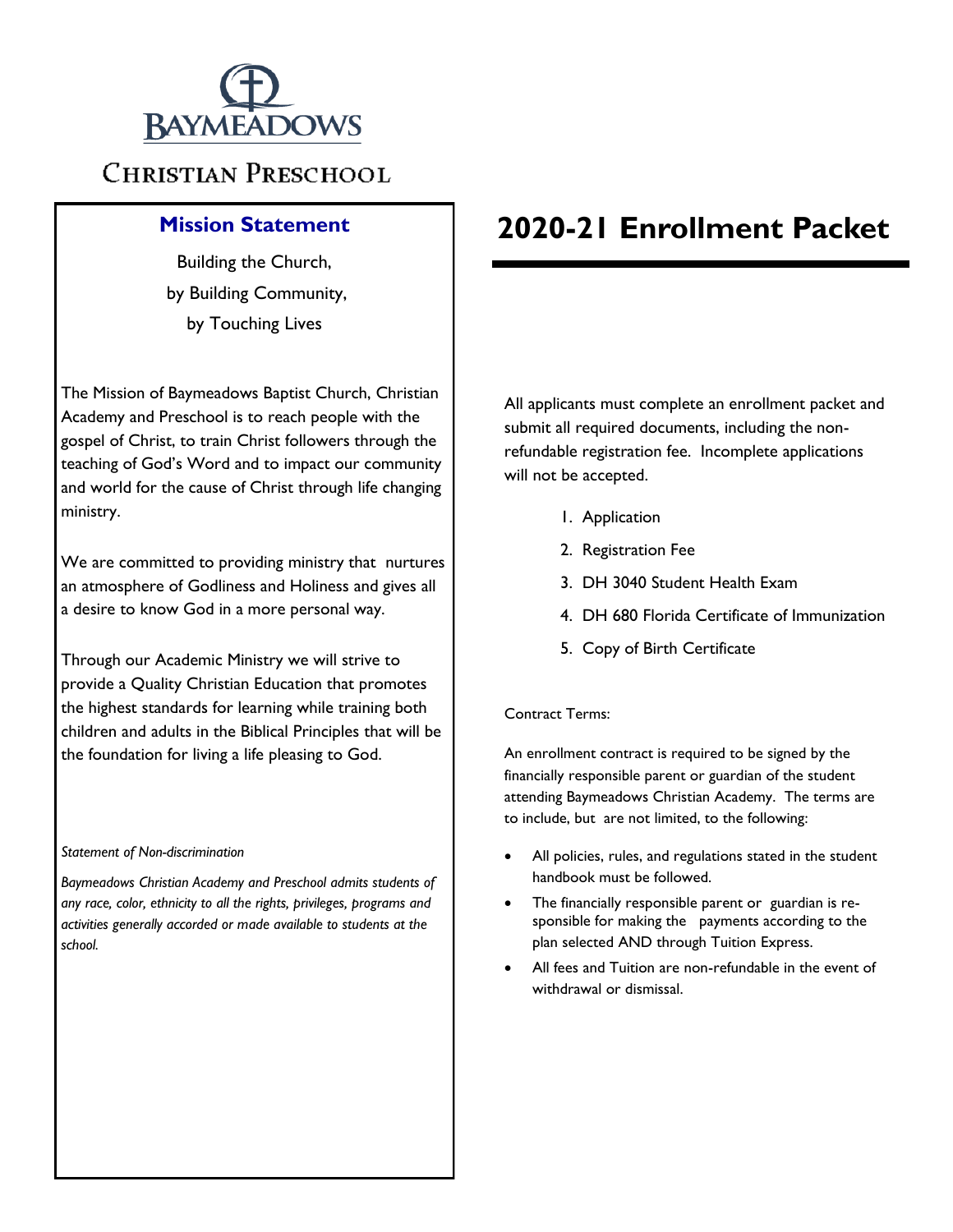# BAYMEADOWS

## Christian Preschool

### Mission Statement

Building the Church,
by Building Community,
by Touching Lives

The Mission of Baymeadows Baptist Church, Christian Academy and Preschool is to reach people with the gospel of Christ, to train Christ followers through the teaching of God's Word and to impact our community and world for the cause of Christ through life changing ministry.

We are committed to providing ministry that nurtures an atmosphere of Godliness and Holiness and gives all a desire to know God in a more personal way.

Through our Academic Ministry we will strive to provide a Quality Christian Education that promotes the highest standards for learning while training both children and adults in the Biblical Principles that will be the foundation for living a life pleasing to God.

*Statement of Non-discrimination*

*Baymeadows Christian Academy and Preschool admits students of any race, color, ethnicity to all the rights, privileges, programs and activities generally accorded or made available to students at the school.*

# 2020-21 Enrollment Packet

All applicants must complete an enrollment packet and submit all required documents, including the non-refundable registration fee. Incomplete applications will not be accepted.

1. Application
2. Registration Fee
3. DH 3040 Student Health Exam
4. DH 680 Florida Certificate of Immunization
5. Copy of Birth Certificate

Contract Terms:

An enrollment contract is required to be signed by the financially responsible parent or guardian of the student attending Baymeadows Christian Academy. The terms are to include, but are not limited, to the following:

- All policies, rules, and regulations stated in the student handbook must be followed.
- The financially responsible parent or guardian is responsible for making the payments according to the plan selected AND through Tuition Express.
- All fees and Tuition are non-refundable in the event of withdrawal or dismissal.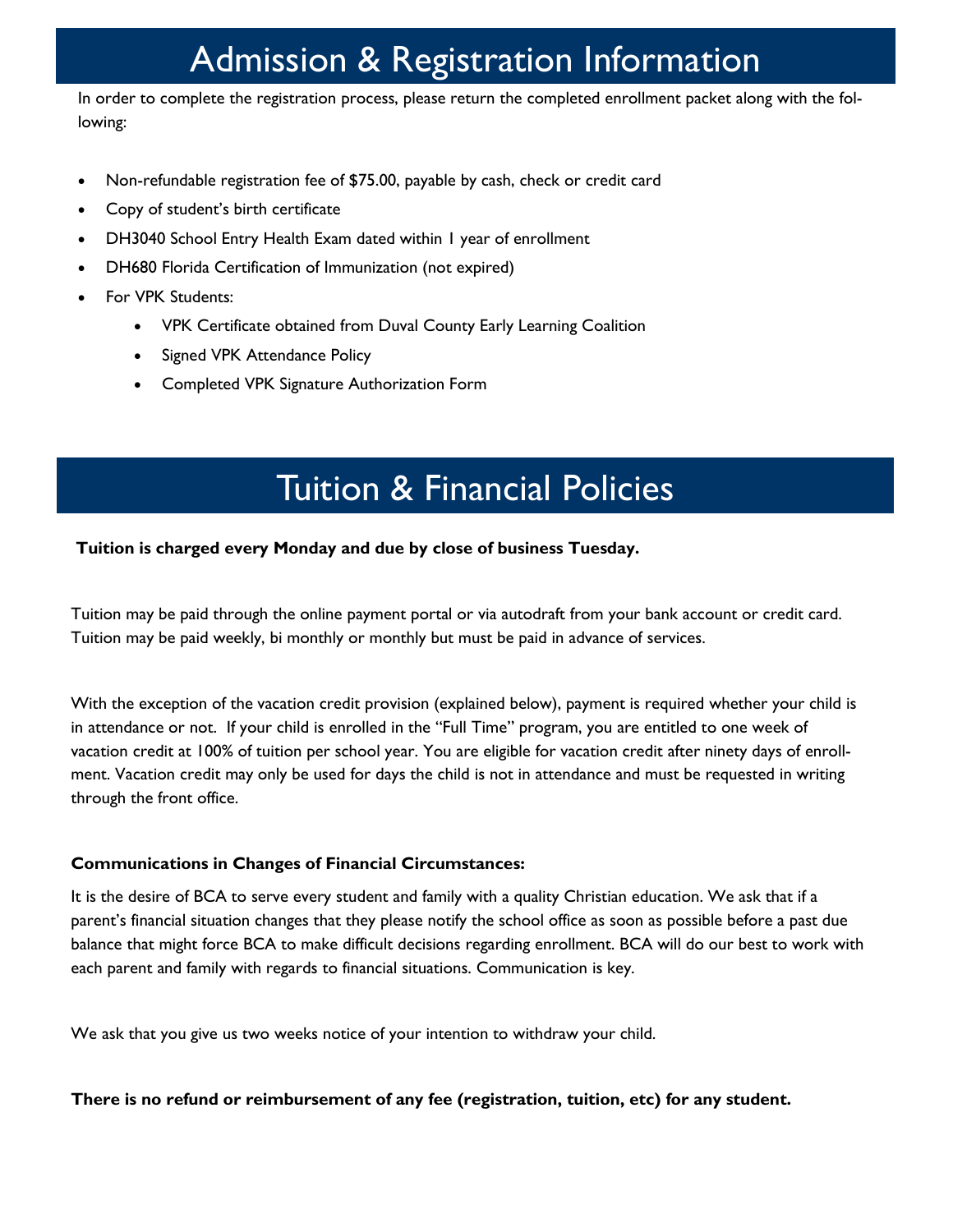# Admission & Registration Information

In order to complete the registration process, please return the completed enrollment packet along with the following:

- Non-refundable registration fee of $75.00, payable by cash, check or credit card
- Copy of student's birth certificate
- DH3040 School Entry Health Exam dated within 1 year of enrollment
- DH680 Florida Certification of Immunization (not expired)
- For VPK Students:
    - VPK Certificate obtained from Duval County Early Learning Coalition
    - Signed VPK Attendance Policy
    - Completed VPK Signature Authorization Form

# Tuition & Financial Policies

**Tuition is charged every Monday and due by close of business Tuesday.**

Tuition may be paid through the online payment portal or via autodraft from your bank account or credit card. Tuition may be paid weekly, bi monthly or monthly but must be paid in advance of services.

With the exception of the vacation credit provision (explained below), payment is required whether your child is in attendance or not. If your child is enrolled in the "Full Time" program, you are entitled to one week of vacation credit at 100% of tuition per school year. You are eligible for vacation credit after ninety days of enrollment. Vacation credit may only be used for days the child is not in attendance and must be requested in writing through the front office.

**Communications in Changes of Financial Circumstances:**

It is the desire of BCA to serve every student and family with a quality Christian education. We ask that if a parent's financial situation changes that they please notify the school office as soon as possible before a past due balance that might force BCA to make difficult decisions regarding enrollment. BCA will do our best to work with each parent and family with regards to financial situations. Communication is key.

We ask that you give us two weeks notice of your intention to withdraw your child.

**There is no refund or reimbursement of any fee (registration, tuition, etc) for any student.**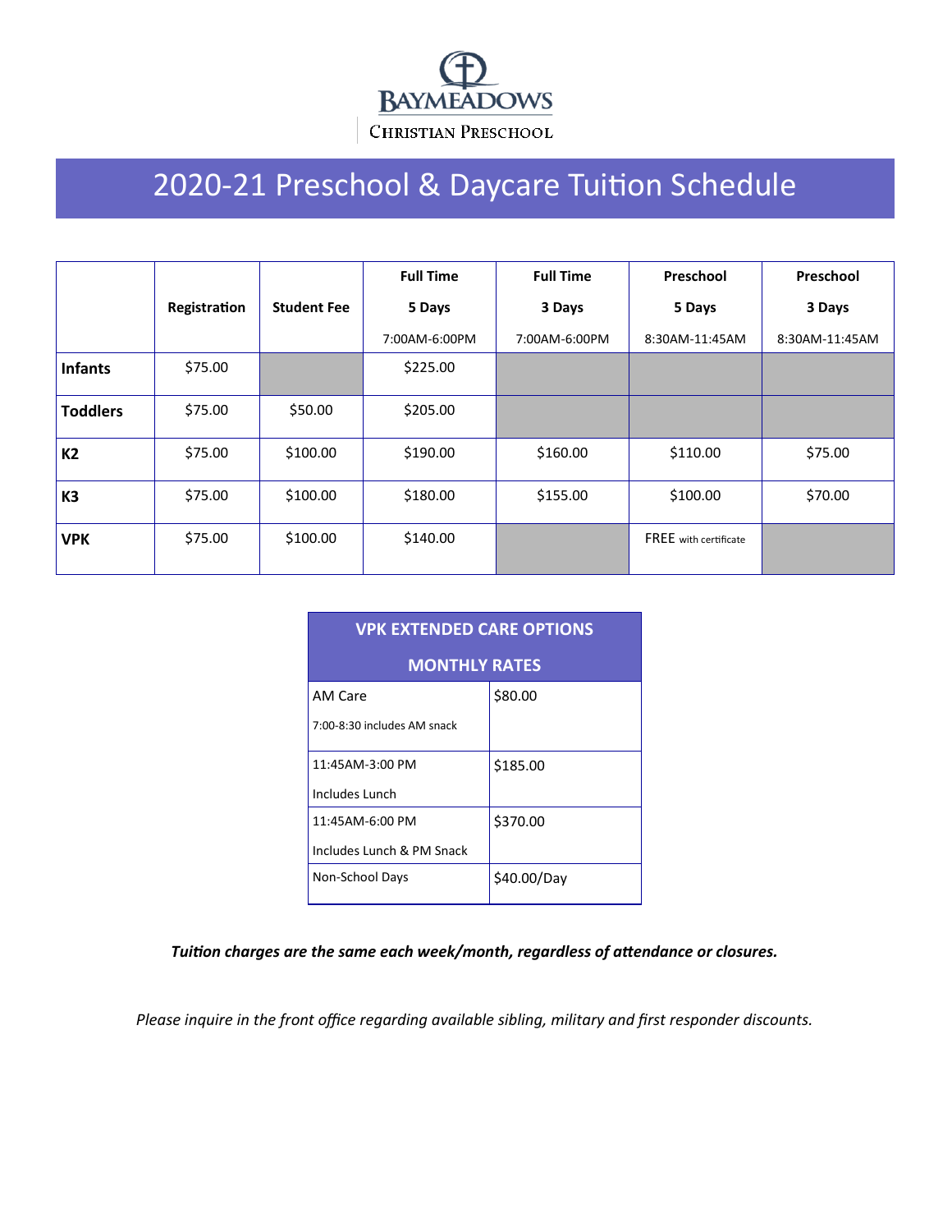BAYMEADOWS

CHRISTIAN PRESCHOOL

# 2020-21 Preschool & Daycare Tuition Schedule

| | Registration | Student Fee | Full Time 5 Days 7:00AM-6:00PM | Full Time 3 Days 7:00AM-6:00PM | Preschool 5 Days 8:30AM-11:45AM | Preschool 3 Days 8:30AM-11:45AM |
|---|---|---|---|---|---|---|
| **Infants** | $75.00 | | $225.00 | | | |
| **Toddlers** | $75.00 | $50.00 | $205.00 | | | |
| **K2** | $75.00 | $100.00 | $190.00 | $160.00 | $110.00 | $75.00 |
| **K3** | $75.00 | $100.00 | $180.00 | $155.00 | $100.00 | $70.00 |
| **VPK** | $75.00 | $100.00 | $140.00 | | FREE with certificate | |

| VPK EXTENDED CARE OPTIONS MONTHLY RATES | |
|---|---|
| AM Care 7:00-8:30 includes AM snack | $80.00 |
| 11:45AM-3:00 PM Includes Lunch | $185.00 |
| 11:45AM-6:00 PM Includes Lunch & PM Snack | $370.00 |
| Non-School Days | $40.00/Day |

***Tuition charges are the same each week/month, regardless of attendance or closures.***

*Please inquire in the front office regarding available sibling, military and first responder discounts.*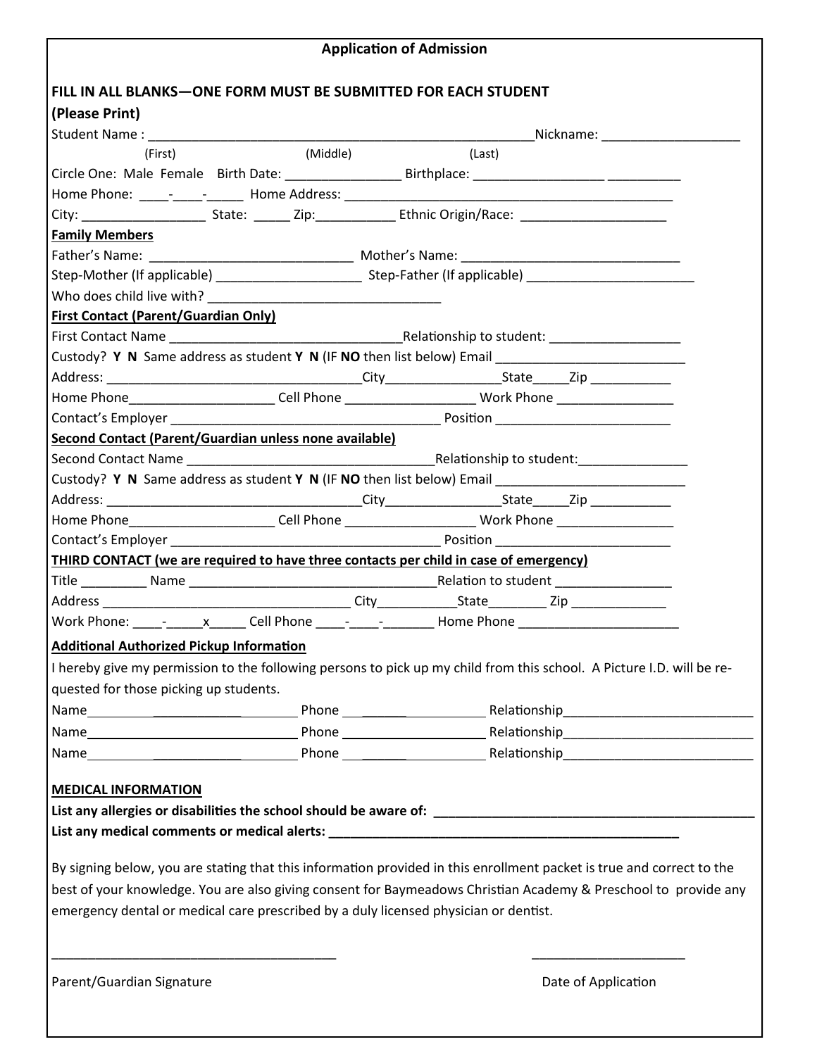**Application of Admission**

**FILL IN ALL BLANKS—ONE FORM MUST BE SUBMITTED FOR EACH STUDENT**
**(Please Print)**

Student Name : _______________________________________________________Nickname: ___________________
(First) (Middle) (Last)

Circle One: Male Female Birth Date: ________________ Birthplace: __________________ __________

Home Phone: ____-____-_____ Home Address: _______________________________________________

City: _________________ State: _____ Zip:___________ Ethnic Origin/Race: ____________________

**Family Members**

Father's Name: ____________________________ Mother's Name: ______________________________

Step-Mother (If applicable) ____________________ Step-Father (If applicable) ______________________

Who does child live with? _______________________________

**First Contact (Parent/Guardian Only)**

First Contact Name ________________________________Relationship to student: __________________

Custody? **Y N** Same address as student **Y N** (IF **NO** then list below) Email __________________________

Address: ___________________________________City________________State_____Zip ___________

Home Phone____________________ Cell Phone __________________ Work Phone ________________

Contact's Employer _____________________________________ Position ________________________

**Second Contact (Parent/Guardian unless none available)**

Second Contact Name __________________________________Relationship to student:_______________

Custody? **Y N** Same address as student **Y N** (IF **NO** then list below) Email __________________________

Address: ___________________________________City________________State_____Zip ___________

Home Phone____________________ Cell Phone __________________ Work Phone ________________

Contact's Employer _____________________________________ Position ________________________

**THIRD CONTACT (we are required to have three contacts per child in case of emergency)**

Title _________ Name __________________________________Relation to student ________________

Address __________________________________ City___________State________ Zip _____________

Work Phone: ____-_____x_____ Cell Phone ____-____-_______ Home Phone ______________________

**Additional Authorized Pickup Information**

I hereby give my permission to the following persons to pick up my child from this school. A Picture I.D. will be requested for those picking up students.

Name_____________________________ Phone ___________________ Relationship__________________________

Name_____________________________ Phone ___________________ Relationship__________________________

Name_____________________________ Phone ___________________ Relationship__________________________

**MEDICAL INFORMATION**

**List any allergies or disabilities the school should be aware of: _____________________________________________**

**List any medical comments or medical alerts: _________________________________________________**

By signing below, you are stating that this information provided in this enrollment packet is true and correct to the best of your knowledge. You are also giving consent for Baymeadows Christian Academy & Preschool to provide any emergency dental or medical care prescribed by a duly licensed physician or dentist.

_______________________________________ _____________________

Parent/Guardian Signature Date of Application